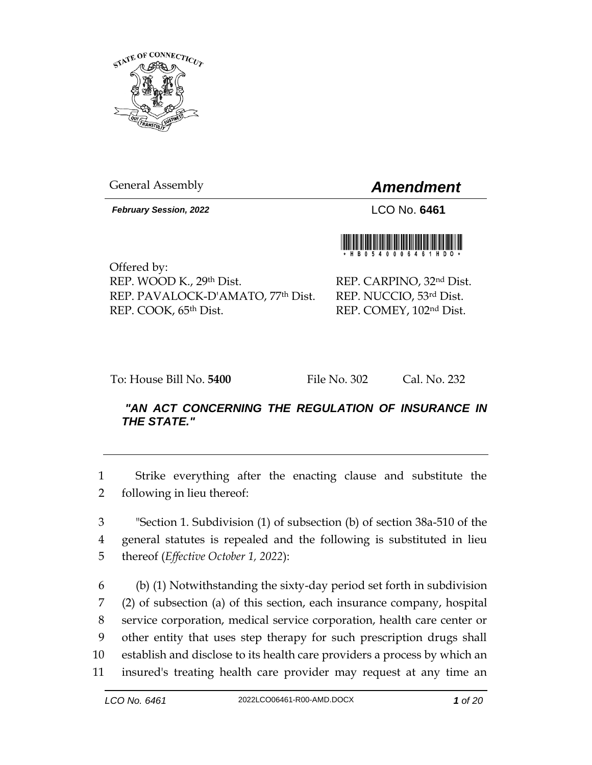General Assembly

# *Amendment*

***February Session, 2022***

LCO No. **6461**

Offered by:
REP. WOOD K., 29th Dist.
REP. PAVALOCK-D'AMATO, 77th Dist.
REP. COOK, 65th Dist.
REP. CARPINO, 32nd Dist.
REP. NUCCIO, 53rd Dist.
REP. COMEY, 102nd Dist.

To: House Bill No. **5400** File No. 302 Cal. No. 232

***"AN ACT CONCERNING THE REGULATION OF INSURANCE IN THE STATE."***

1 Strike everything after the enacting clause and substitute the
2 following in lieu thereof:

3 "Section 1. Subdivision (1) of subsection (b) of section 38a-510 of the
4 general statutes is repealed and the following is substituted in lieu
5 thereof (*Effective October 1, 2022*):

6 (b) (1) Notwithstanding the sixty-day period set forth in subdivision
7 (2) of subsection (a) of this section, each insurance company, hospital
8 service corporation, medical service corporation, health care center or
9 other entity that uses step therapy for such prescription drugs shall
10 establish and disclose to its health care providers a process by which an
11 insured's treating health care provider may request at any time an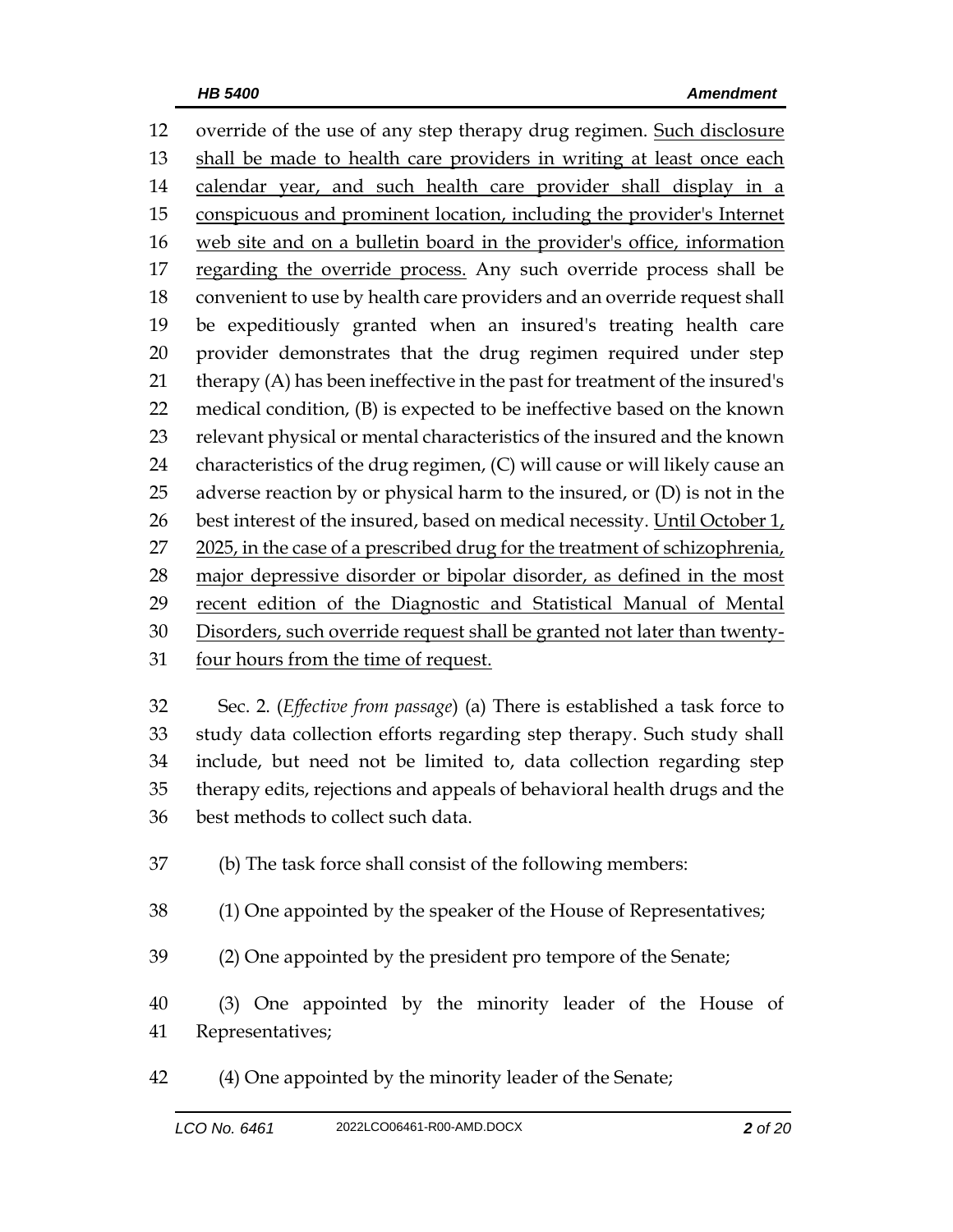override of the use of any step therapy drug regimen. <u>Such disclosure shall be made to health care providers in writing at least once each calendar year, and such health care provider shall display in a conspicuous and prominent location, including the provider's Internet web site and on a bulletin board in the provider's office, information regarding the override process.</u> Any such override process shall be convenient to use by health care providers and an override request shall be expeditiously granted when an insured's treating health care provider demonstrates that the drug regimen required under step therapy (A) has been ineffective in the past for treatment of the insured's medical condition, (B) is expected to be ineffective based on the known relevant physical or mental characteristics of the insured and the known characteristics of the drug regimen, (C) will cause or will likely cause an adverse reaction by or physical harm to the insured, or (D) is not in the best interest of the insured, based on medical necessity. <u>Until October 1, 2025, in the case of a prescribed drug for the treatment of schizophrenia, major depressive disorder or bipolar disorder, as defined in the most recent edition of the Diagnostic and Statistical Manual of Mental Disorders, such override request shall be granted not later than twenty-four hours from the time of request.</u>

Sec. 2. (*Effective from passage*) (a) There is established a task force to study data collection efforts regarding step therapy. Such study shall include, but need not be limited to, data collection regarding step therapy edits, rejections and appeals of behavioral health drugs and the best methods to collect such data.

(b) The task force shall consist of the following members:

(1) One appointed by the speaker of the House of Representatives;

(2) One appointed by the president pro tempore of the Senate;

(3) One appointed by the minority leader of the House of Representatives;

(4) One appointed by the minority leader of the Senate;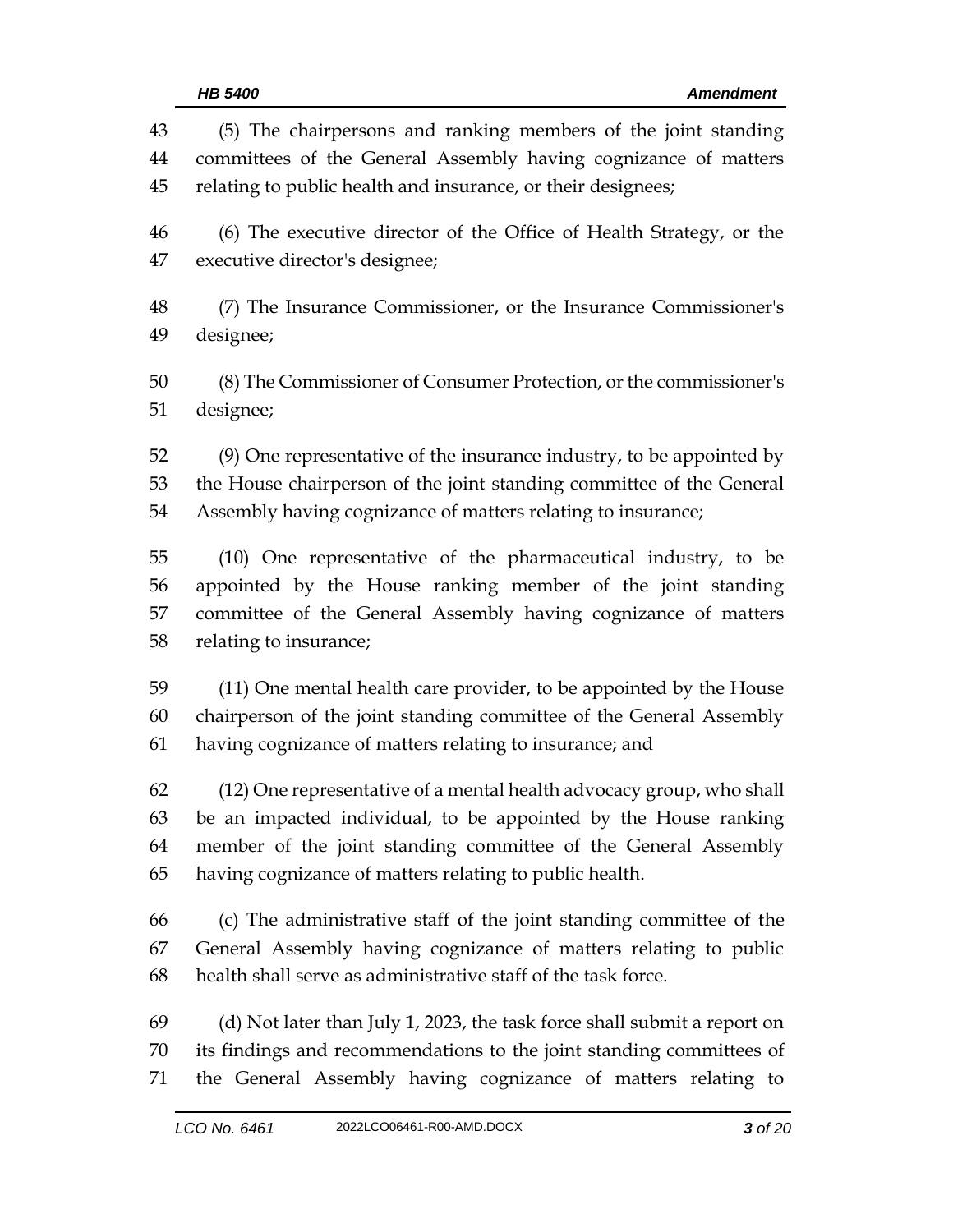(5) The chairpersons and ranking members of the joint standing committees of the General Assembly having cognizance of matters relating to public health and insurance, or their designees;

(6) The executive director of the Office of Health Strategy, or the executive director's designee;

(7) The Insurance Commissioner, or the Insurance Commissioner's designee;

(8) The Commissioner of Consumer Protection, or the commissioner's designee;

(9) One representative of the insurance industry, to be appointed by the House chairperson of the joint standing committee of the General Assembly having cognizance of matters relating to insurance;

(10) One representative of the pharmaceutical industry, to be appointed by the House ranking member of the joint standing committee of the General Assembly having cognizance of matters relating to insurance;

(11) One mental health care provider, to be appointed by the House chairperson of the joint standing committee of the General Assembly having cognizance of matters relating to insurance; and

(12) One representative of a mental health advocacy group, who shall be an impacted individual, to be appointed by the House ranking member of the joint standing committee of the General Assembly having cognizance of matters relating to public health.

(c) The administrative staff of the joint standing committee of the General Assembly having cognizance of matters relating to public health shall serve as administrative staff of the task force.

(d) Not later than July 1, 2023, the task force shall submit a report on its findings and recommendations to the joint standing committees of the General Assembly having cognizance of matters relating to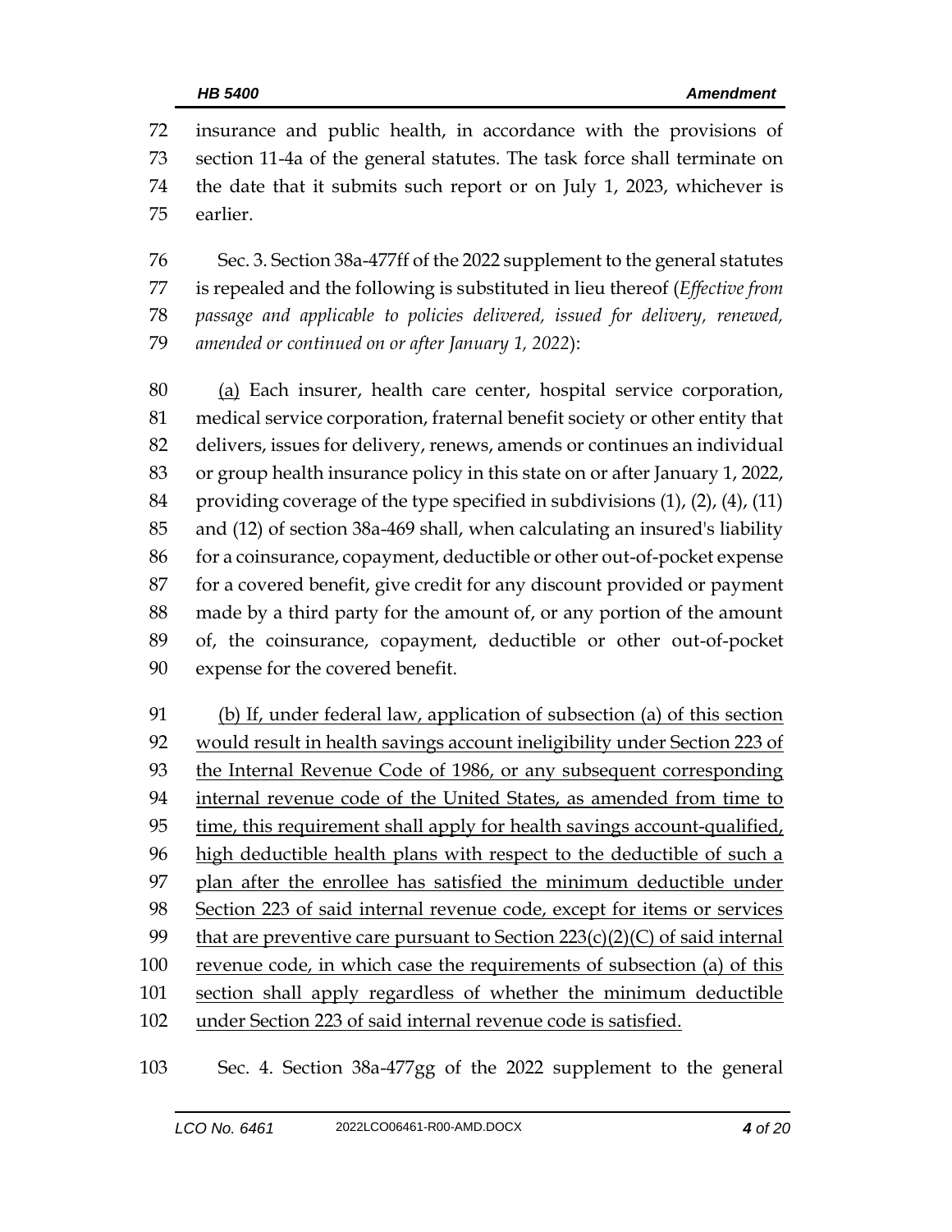insurance and public health, in accordance with the provisions of section 11-4a of the general statutes. The task force shall terminate on the date that it submits such report or on July 1, 2023, whichever is earlier.

Sec. 3. Section 38a-477ff of the 2022 supplement to the general statutes is repealed and the following is substituted in lieu thereof (*Effective from passage and applicable to policies delivered, issued for delivery, renewed, amended or continued on or after January 1, 2022*):

<u>(a)</u> Each insurer, health care center, hospital service corporation, medical service corporation, fraternal benefit society or other entity that delivers, issues for delivery, renews, amends or continues an individual or group health insurance policy in this state on or after January 1, 2022, providing coverage of the type specified in subdivisions (1), (2), (4), (11) and (12) of section 38a-469 shall, when calculating an insured's liability for a coinsurance, copayment, deductible or other out-of-pocket expense for a covered benefit, give credit for any discount provided or payment made by a third party for the amount of, or any portion of the amount of, the coinsurance, copayment, deductible or other out-of-pocket expense for the covered benefit.

<u>(b) If, under federal law, application of subsection (a) of this section would result in health savings account ineligibility under Section 223 of the Internal Revenue Code of 1986, or any subsequent corresponding internal revenue code of the United States, as amended from time to time, this requirement shall apply for health savings account-qualified, high deductible health plans with respect to the deductible of such a plan after the enrollee has satisfied the minimum deductible under Section 223 of said internal revenue code, except for items or services that are preventive care pursuant to Section 223(c)(2)(C) of said internal revenue code, in which case the requirements of subsection (a) of this section shall apply regardless of whether the minimum deductible under Section 223 of said internal revenue code is satisfied.</u>

Sec. 4. Section 38a-477gg of the 2022 supplement to the general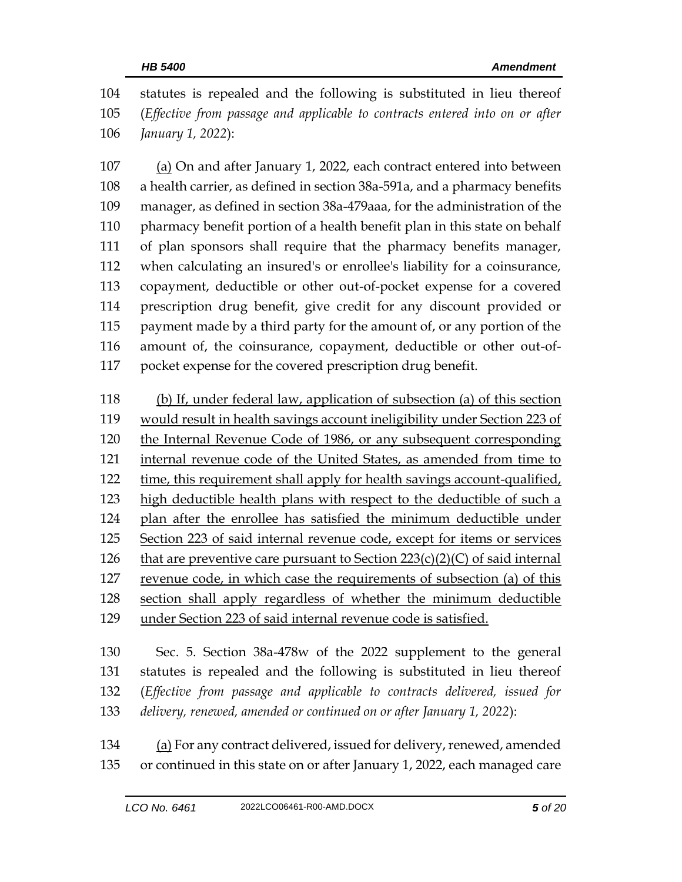statutes is repealed and the following is substituted in lieu thereof (*Effective from passage and applicable to contracts entered into on or after January 1, 2022*):

<u>(a)</u> On and after January 1, 2022, each contract entered into between a health carrier, as defined in section 38a-591a, and a pharmacy benefits manager, as defined in section 38a-479aaa, for the administration of the pharmacy benefit portion of a health benefit plan in this state on behalf of plan sponsors shall require that the pharmacy benefits manager, when calculating an insured's or enrollee's liability for a coinsurance, copayment, deductible or other out-of-pocket expense for a covered prescription drug benefit, give credit for any discount provided or payment made by a third party for the amount of, or any portion of the amount of, the coinsurance, copayment, deductible or other out-of-pocket expense for the covered prescription drug benefit.

<u>(b) If, under federal law, application of subsection (a) of this section would result in health savings account ineligibility under Section 223 of the Internal Revenue Code of 1986, or any subsequent corresponding internal revenue code of the United States, as amended from time to time, this requirement shall apply for health savings account-qualified, high deductible health plans with respect to the deductible of such a plan after the enrollee has satisfied the minimum deductible under Section 223 of said internal revenue code, except for items or services that are preventive care pursuant to Section 223(c)(2)(C) of said internal revenue code, in which case the requirements of subsection (a) of this section shall apply regardless of whether the minimum deductible under Section 223 of said internal revenue code is satisfied.</u>

Sec. 5. Section 38a-478w of the 2022 supplement to the general statutes is repealed and the following is substituted in lieu thereof (*Effective from passage and applicable to contracts delivered, issued for delivery, renewed, amended or continued on or after January 1, 2022*):

<u>(a)</u> For any contract delivered, issued for delivery, renewed, amended or continued in this state on or after January 1, 2022, each managed care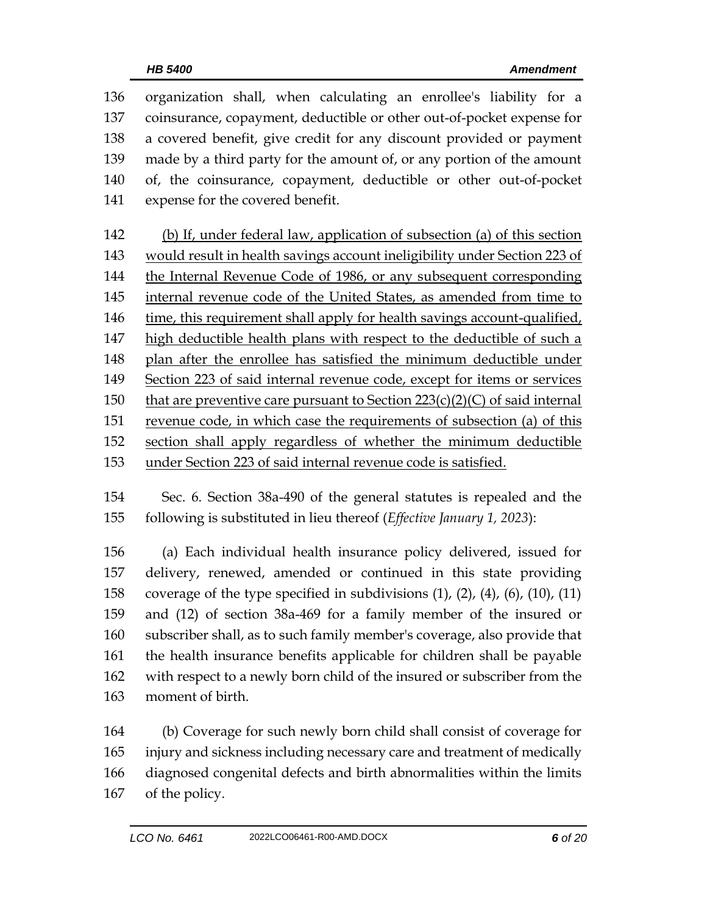organization shall, when calculating an enrollee's liability for a coinsurance, copayment, deductible or other out-of-pocket expense for a covered benefit, give credit for any discount provided or payment made by a third party for the amount of, or any portion of the amount of, the coinsurance, copayment, deductible or other out-of-pocket expense for the covered benefit.

<u>(b) If, under federal law, application of subsection (a) of this section would result in health savings account ineligibility under Section 223 of the Internal Revenue Code of 1986, or any subsequent corresponding internal revenue code of the United States, as amended from time to time, this requirement shall apply for health savings account-qualified, high deductible health plans with respect to the deductible of such a plan after the enrollee has satisfied the minimum deductible under Section 223 of said internal revenue code, except for items or services that are preventive care pursuant to Section 223(c)(2)(C) of said internal revenue code, in which case the requirements of subsection (a) of this section shall apply regardless of whether the minimum deductible under Section 223 of said internal revenue code is satisfied.</u>

Sec. 6. Section 38a-490 of the general statutes is repealed and the following is substituted in lieu thereof (*Effective January 1, 2023*):

(a) Each individual health insurance policy delivered, issued for delivery, renewed, amended or continued in this state providing coverage of the type specified in subdivisions (1), (2), (4), (6), (10), (11) and (12) of section 38a-469 for a family member of the insured or subscriber shall, as to such family member's coverage, also provide that the health insurance benefits applicable for children shall be payable with respect to a newly born child of the insured or subscriber from the moment of birth.

(b) Coverage for such newly born child shall consist of coverage for injury and sickness including necessary care and treatment of medically diagnosed congenital defects and birth abnormalities within the limits of the policy.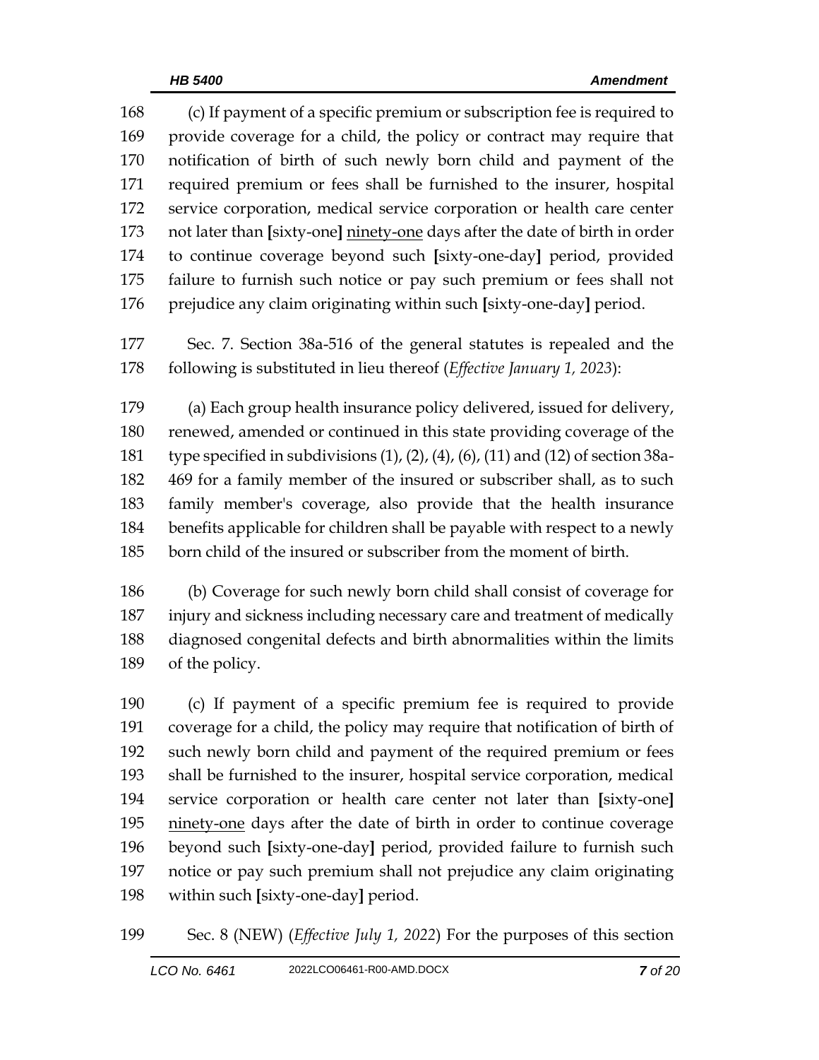168 (c) If payment of a specific premium or subscription fee is required to
169 provide coverage for a child, the policy or contract may require that
170 notification of birth of such newly born child and payment of the
171 required premium or fees shall be furnished to the insurer, hospital
172 service corporation, medical service corporation or health care center
173 not later than [sixty-one] <u>ninety-one</u> days after the date of birth in order
174 to continue coverage beyond such [sixty-one-day] period, provided
175 failure to furnish such notice or pay such premium or fees shall not
176 prejudice any claim originating within such [sixty-one-day] period.

177 Sec. 7. Section 38a-516 of the general statutes is repealed and the
178 following is substituted in lieu thereof (*Effective January 1, 2023*):

179 (a) Each group health insurance policy delivered, issued for delivery,
180 renewed, amended or continued in this state providing coverage of the
181 type specified in subdivisions (1), (2), (4), (6), (11) and (12) of section 38a-
182 469 for a family member of the insured or subscriber shall, as to such
183 family member's coverage, also provide that the health insurance
184 benefits applicable for children shall be payable with respect to a newly
185 born child of the insured or subscriber from the moment of birth.

186 (b) Coverage for such newly born child shall consist of coverage for
187 injury and sickness including necessary care and treatment of medically
188 diagnosed congenital defects and birth abnormalities within the limits
189 of the policy.

190 (c) If payment of a specific premium fee is required to provide
191 coverage for a child, the policy may require that notification of birth of
192 such newly born child and payment of the required premium or fees
193 shall be furnished to the insurer, hospital service corporation, medical
194 service corporation or health care center not later than [sixty-one]
195 <u>ninety-one</u> days after the date of birth in order to continue coverage
196 beyond such [sixty-one-day] period, provided failure to furnish such
197 notice or pay such premium shall not prejudice any claim originating
198 within such [sixty-one-day] period.

199 Sec. 8 (NEW) (*Effective July 1, 2022*) For the purposes of this section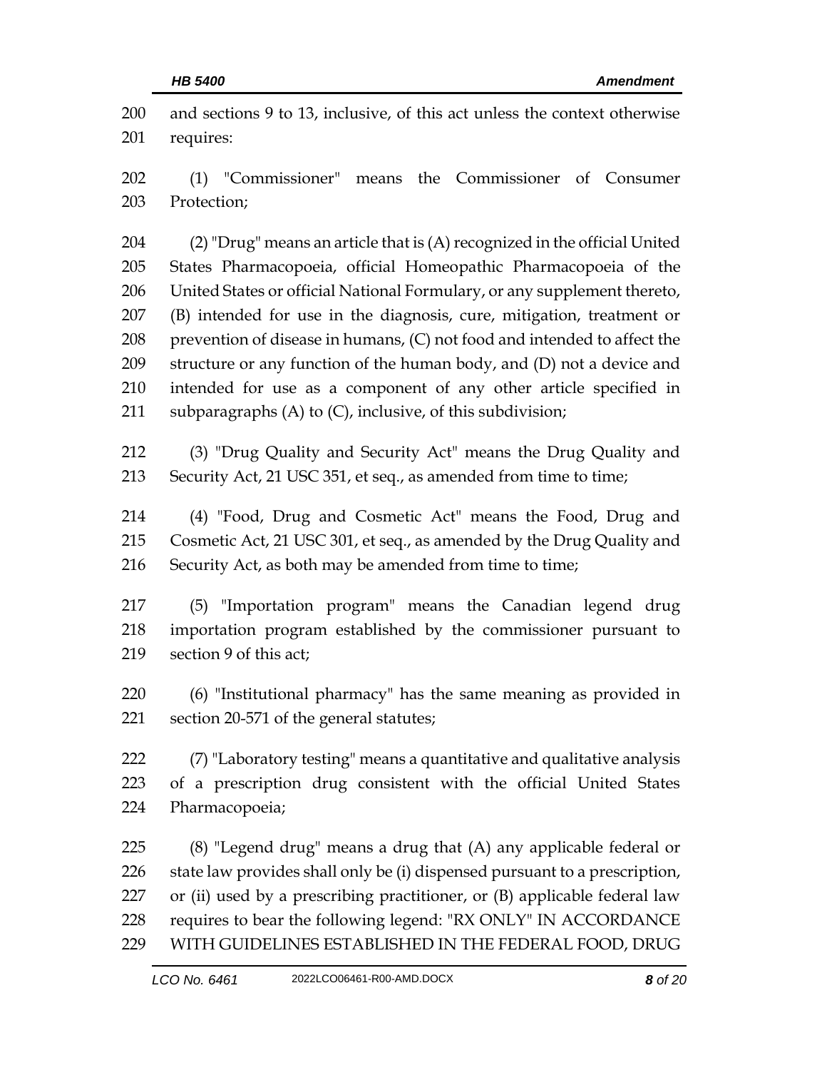and sections 9 to 13, inclusive, of this act unless the context otherwise requires:

(1) "Commissioner" means the Commissioner of Consumer Protection;

(2) "Drug" means an article that is (A) recognized in the official United States Pharmacopoeia, official Homeopathic Pharmacopoeia of the United States or official National Formulary, or any supplement thereto, (B) intended for use in the diagnosis, cure, mitigation, treatment or prevention of disease in humans, (C) not food and intended to affect the structure or any function of the human body, and (D) not a device and intended for use as a component of any other article specified in subparagraphs (A) to (C), inclusive, of this subdivision;

(3) "Drug Quality and Security Act" means the Drug Quality and Security Act, 21 USC 351, et seq., as amended from time to time;

(4) "Food, Drug and Cosmetic Act" means the Food, Drug and Cosmetic Act, 21 USC 301, et seq., as amended by the Drug Quality and Security Act, as both may be amended from time to time;

(5) "Importation program" means the Canadian legend drug importation program established by the commissioner pursuant to section 9 of this act;

(6) "Institutional pharmacy" has the same meaning as provided in section 20-571 of the general statutes;

(7) "Laboratory testing" means a quantitative and qualitative analysis of a prescription drug consistent with the official United States Pharmacopoeia;

(8) "Legend drug" means a drug that (A) any applicable federal or state law provides shall only be (i) dispensed pursuant to a prescription, or (ii) used by a prescribing practitioner, or (B) applicable federal law requires to bear the following legend: "RX ONLY" IN ACCORDANCE WITH GUIDELINES ESTABLISHED IN THE FEDERAL FOOD, DRUG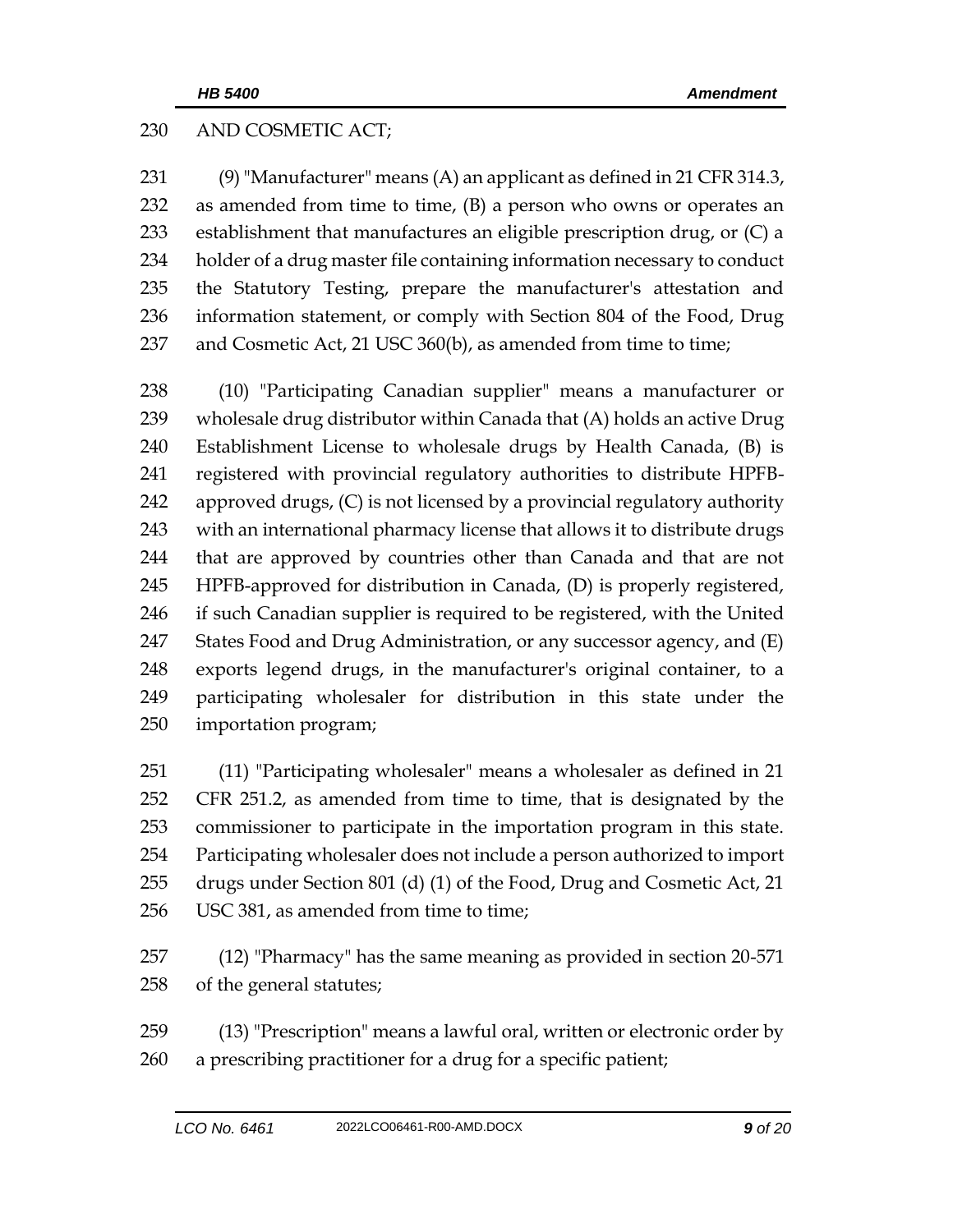AND COSMETIC ACT;

(9) "Manufacturer" means (A) an applicant as defined in 21 CFR 314.3, as amended from time to time, (B) a person who owns or operates an establishment that manufactures an eligible prescription drug, or (C) a holder of a drug master file containing information necessary to conduct the Statutory Testing, prepare the manufacturer's attestation and information statement, or comply with Section 804 of the Food, Drug and Cosmetic Act, 21 USC 360(b), as amended from time to time;

(10) "Participating Canadian supplier" means a manufacturer or wholesale drug distributor within Canada that (A) holds an active Drug Establishment License to wholesale drugs by Health Canada, (B) is registered with provincial regulatory authorities to distribute HPFB-approved drugs, (C) is not licensed by a provincial regulatory authority with an international pharmacy license that allows it to distribute drugs that are approved by countries other than Canada and that are not HPFB-approved for distribution in Canada, (D) is properly registered, if such Canadian supplier is required to be registered, with the United States Food and Drug Administration, or any successor agency, and (E) exports legend drugs, in the manufacturer's original container, to a participating wholesaler for distribution in this state under the importation program;

(11) "Participating wholesaler" means a wholesaler as defined in 21 CFR 251.2, as amended from time to time, that is designated by the commissioner to participate in the importation program in this state. Participating wholesaler does not include a person authorized to import drugs under Section 801 (d) (1) of the Food, Drug and Cosmetic Act, 21 USC 381, as amended from time to time;

(12) "Pharmacy" has the same meaning as provided in section 20-571 of the general statutes;

(13) "Prescription" means a lawful oral, written or electronic order by a prescribing practitioner for a drug for a specific patient;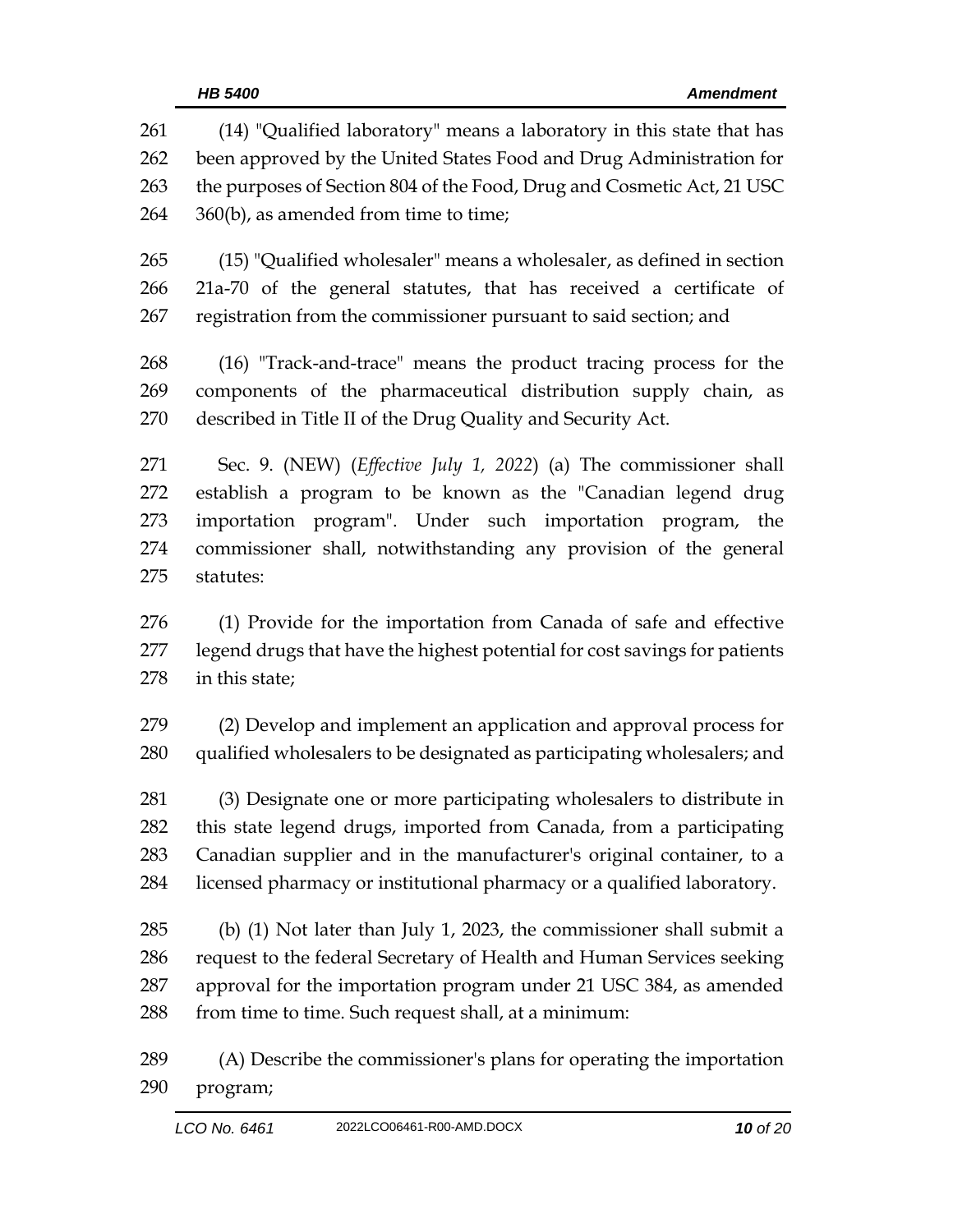(14) "Qualified laboratory" means a laboratory in this state that has been approved by the United States Food and Drug Administration for the purposes of Section 804 of the Food, Drug and Cosmetic Act, 21 USC 360(b), as amended from time to time;

(15) "Qualified wholesaler" means a wholesaler, as defined in section 21a-70 of the general statutes, that has received a certificate of registration from the commissioner pursuant to said section; and

(16) "Track-and-trace" means the product tracing process for the components of the pharmaceutical distribution supply chain, as described in Title II of the Drug Quality and Security Act.

Sec. 9. (NEW) (*Effective July 1, 2022*) (a) The commissioner shall establish a program to be known as the "Canadian legend drug importation program". Under such importation program, the commissioner shall, notwithstanding any provision of the general statutes:

(1) Provide for the importation from Canada of safe and effective legend drugs that have the highest potential for cost savings for patients in this state;

(2) Develop and implement an application and approval process for qualified wholesalers to be designated as participating wholesalers; and

(3) Designate one or more participating wholesalers to distribute in this state legend drugs, imported from Canada, from a participating Canadian supplier and in the manufacturer's original container, to a licensed pharmacy or institutional pharmacy or a qualified laboratory.

(b) (1) Not later than July 1, 2023, the commissioner shall submit a request to the federal Secretary of Health and Human Services seeking approval for the importation program under 21 USC 384, as amended from time to time. Such request shall, at a minimum:

(A) Describe the commissioner's plans for operating the importation program;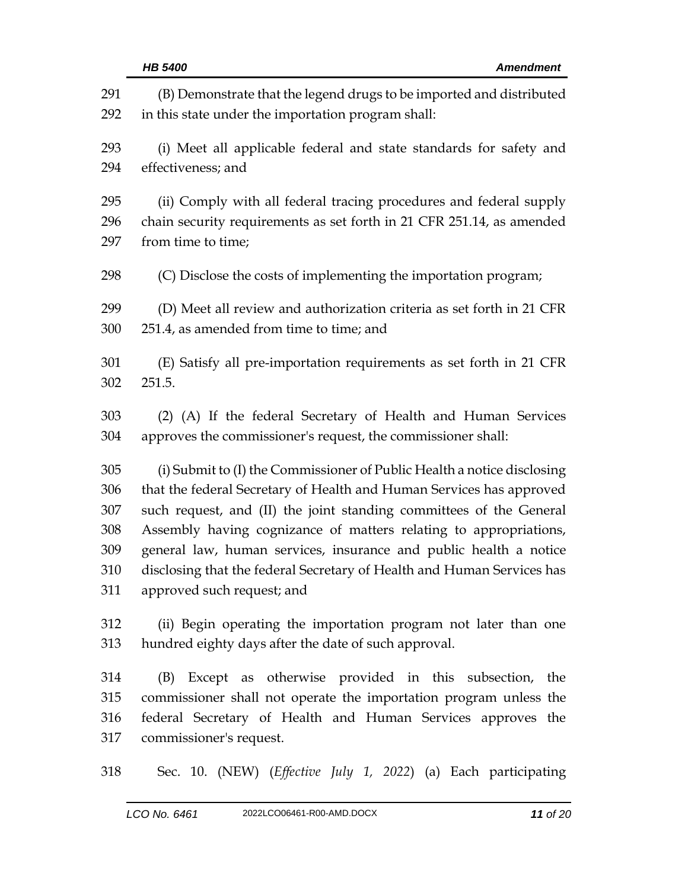(B) Demonstrate that the legend drugs to be imported and distributed in this state under the importation program shall:

(i) Meet all applicable federal and state standards for safety and effectiveness; and

(ii) Comply with all federal tracing procedures and federal supply chain security requirements as set forth in 21 CFR 251.14, as amended from time to time;

(C) Disclose the costs of implementing the importation program;

(D) Meet all review and authorization criteria as set forth in 21 CFR 251.4, as amended from time to time; and

(E) Satisfy all pre-importation requirements as set forth in 21 CFR 251.5.

(2) (A) If the federal Secretary of Health and Human Services approves the commissioner's request, the commissioner shall:

(i) Submit to (I) the Commissioner of Public Health a notice disclosing that the federal Secretary of Health and Human Services has approved such request, and (II) the joint standing committees of the General Assembly having cognizance of matters relating to appropriations, general law, human services, insurance and public health a notice disclosing that the federal Secretary of Health and Human Services has approved such request; and

(ii) Begin operating the importation program not later than one hundred eighty days after the date of such approval.

(B) Except as otherwise provided in this subsection, the commissioner shall not operate the importation program unless the federal Secretary of Health and Human Services approves the commissioner's request.

Sec. 10. (NEW) (*Effective July 1, 2022*) (a) Each participating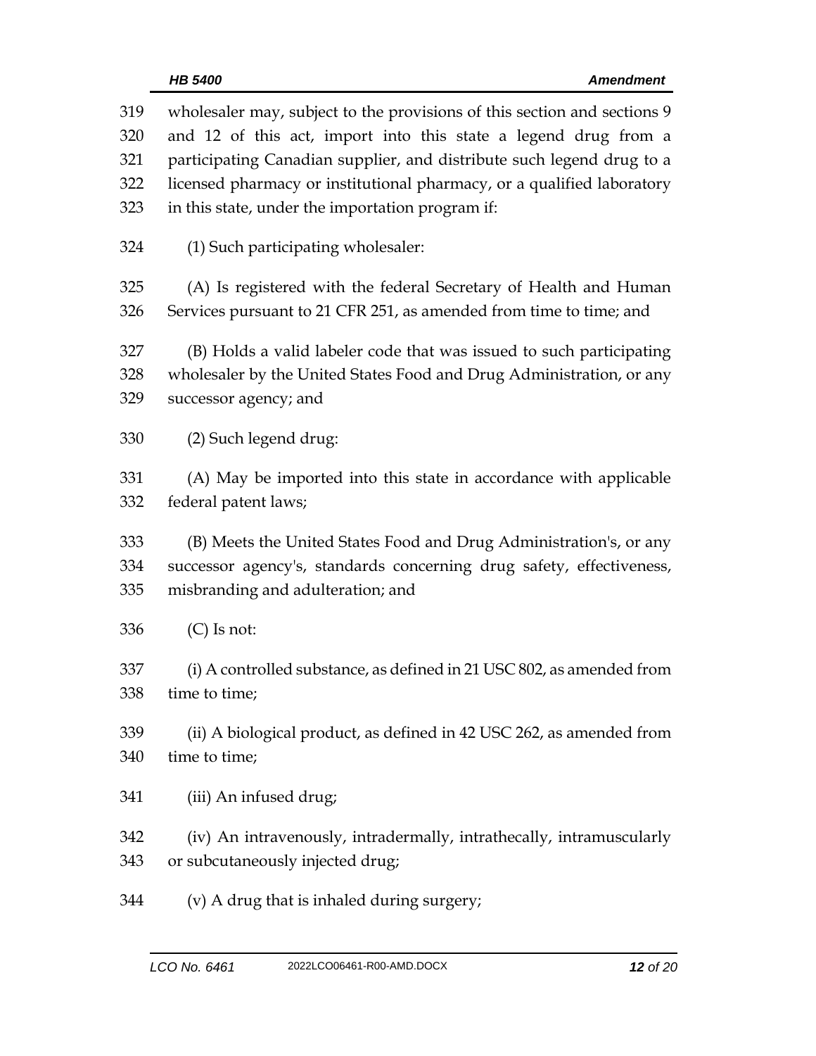wholesaler may, subject to the provisions of this section and sections 9 and 12 of this act, import into this state a legend drug from a participating Canadian supplier, and distribute such legend drug to a licensed pharmacy or institutional pharmacy, or a qualified laboratory in this state, under the importation program if:

(1) Such participating wholesaler:

(A) Is registered with the federal Secretary of Health and Human Services pursuant to 21 CFR 251, as amended from time to time; and

(B) Holds a valid labeler code that was issued to such participating wholesaler by the United States Food and Drug Administration, or any successor agency; and

(2) Such legend drug:

(A) May be imported into this state in accordance with applicable federal patent laws;

(B) Meets the United States Food and Drug Administration's, or any successor agency's, standards concerning drug safety, effectiveness, misbranding and adulteration; and

(C) Is not:

(i) A controlled substance, as defined in 21 USC 802, as amended from time to time;

(ii) A biological product, as defined in 42 USC 262, as amended from time to time;

(iii) An infused drug;

(iv) An intravenously, intradermally, intrathecally, intramuscularly or subcutaneously injected drug;

(v) A drug that is inhaled during surgery;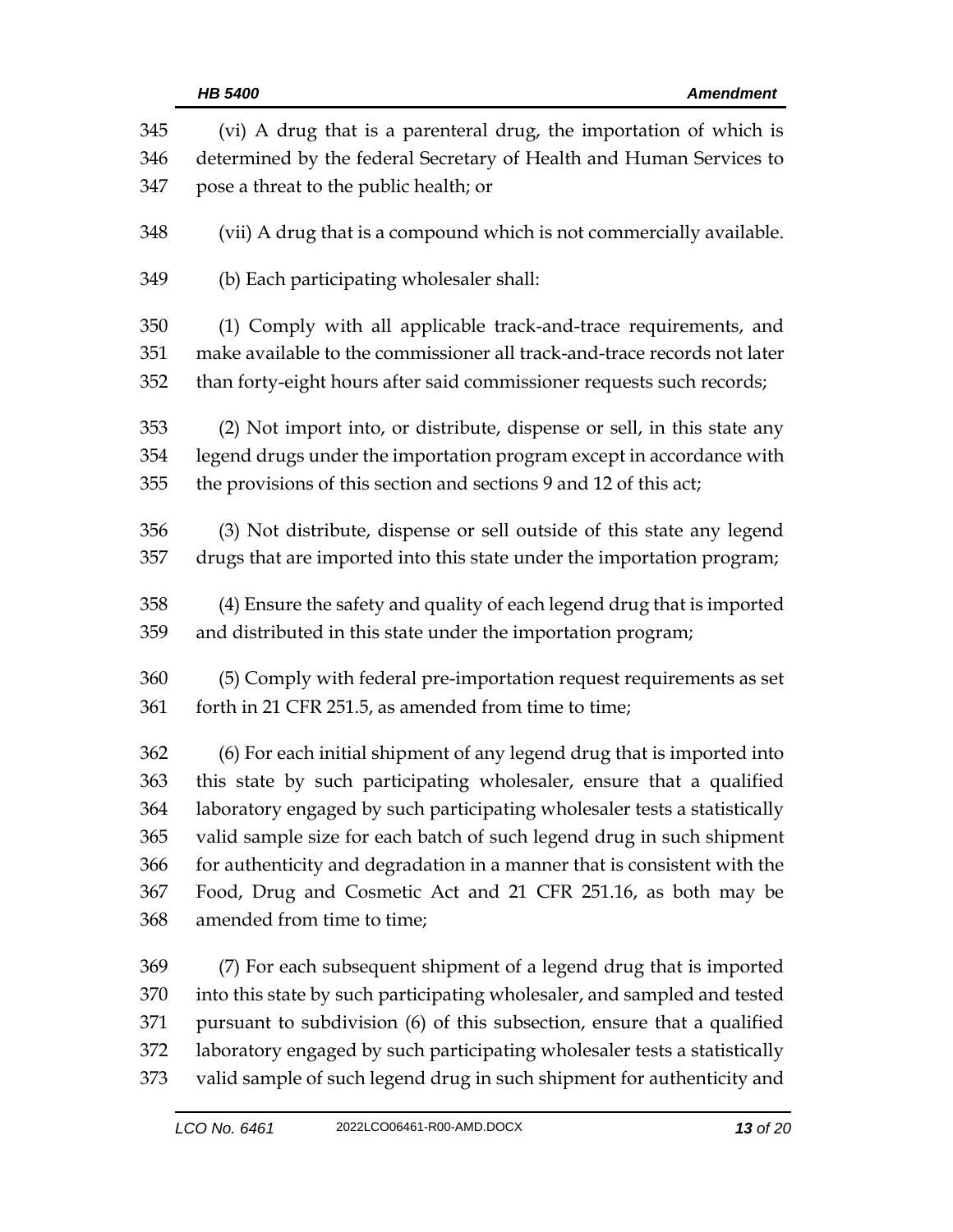(vi) A drug that is a parenteral drug, the importation of which is determined by the federal Secretary of Health and Human Services to pose a threat to the public health; or

(vii) A drug that is a compound which is not commercially available.

(b) Each participating wholesaler shall:

(1) Comply with all applicable track-and-trace requirements, and make available to the commissioner all track-and-trace records not later than forty-eight hours after said commissioner requests such records;

(2) Not import into, or distribute, dispense or sell, in this state any legend drugs under the importation program except in accordance with the provisions of this section and sections 9 and 12 of this act;

(3) Not distribute, dispense or sell outside of this state any legend drugs that are imported into this state under the importation program;

(4) Ensure the safety and quality of each legend drug that is imported and distributed in this state under the importation program;

(5) Comply with federal pre-importation request requirements as set forth in 21 CFR 251.5, as amended from time to time;

(6) For each initial shipment of any legend drug that is imported into this state by such participating wholesaler, ensure that a qualified laboratory engaged by such participating wholesaler tests a statistically valid sample size for each batch of such legend drug in such shipment for authenticity and degradation in a manner that is consistent with the Food, Drug and Cosmetic Act and 21 CFR 251.16, as both may be amended from time to time;

(7) For each subsequent shipment of a legend drug that is imported into this state by such participating wholesaler, and sampled and tested pursuant to subdivision (6) of this subsection, ensure that a qualified laboratory engaged by such participating wholesaler tests a statistically valid sample of such legend drug in such shipment for authenticity and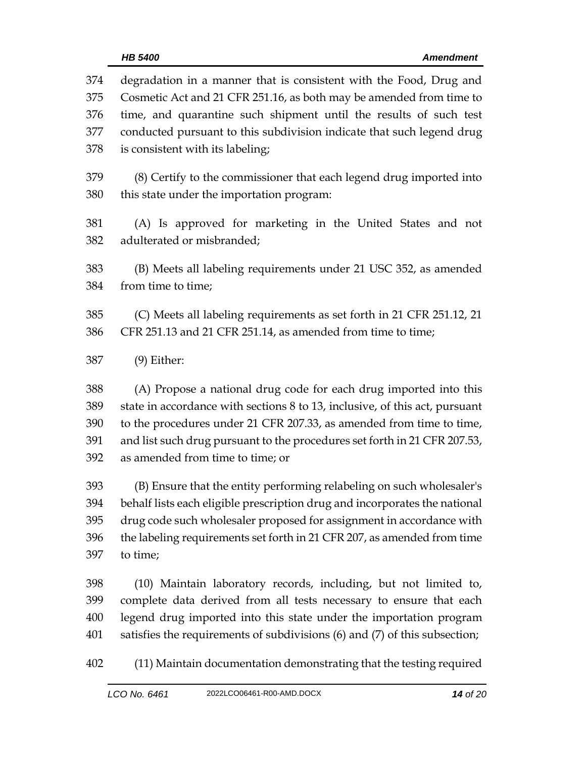degradation in a manner that is consistent with the Food, Drug and Cosmetic Act and 21 CFR 251.16, as both may be amended from time to time, and quarantine such shipment until the results of such test conducted pursuant to this subdivision indicate that such legend drug is consistent with its labeling;

(8) Certify to the commissioner that each legend drug imported into this state under the importation program:

(A) Is approved for marketing in the United States and not adulterated or misbranded;

(B) Meets all labeling requirements under 21 USC 352, as amended from time to time;

(C) Meets all labeling requirements as set forth in 21 CFR 251.12, 21 CFR 251.13 and 21 CFR 251.14, as amended from time to time;

(9) Either:

(A) Propose a national drug code for each drug imported into this state in accordance with sections 8 to 13, inclusive, of this act, pursuant to the procedures under 21 CFR 207.33, as amended from time to time, and list such drug pursuant to the procedures set forth in 21 CFR 207.53, as amended from time to time; or

(B) Ensure that the entity performing relabeling on such wholesaler's behalf lists each eligible prescription drug and incorporates the national drug code such wholesaler proposed for assignment in accordance with the labeling requirements set forth in 21 CFR 207, as amended from time to time;

(10) Maintain laboratory records, including, but not limited to, complete data derived from all tests necessary to ensure that each legend drug imported into this state under the importation program satisfies the requirements of subdivisions (6) and (7) of this subsection;

(11) Maintain documentation demonstrating that the testing required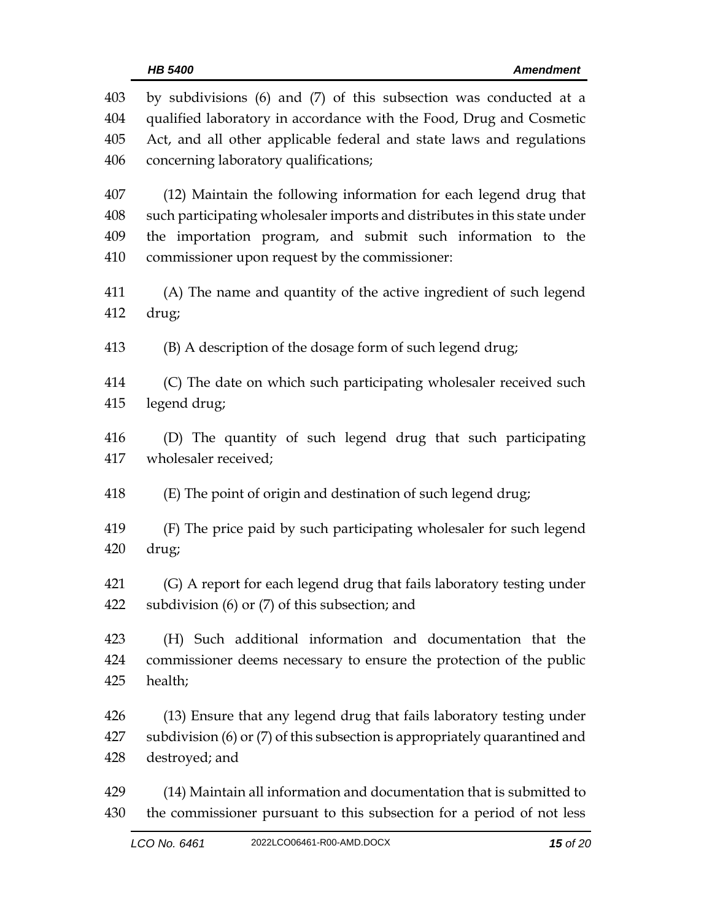by subdivisions (6) and (7) of this subsection was conducted at a qualified laboratory in accordance with the Food, Drug and Cosmetic Act, and all other applicable federal and state laws and regulations concerning laboratory qualifications;

(12) Maintain the following information for each legend drug that such participating wholesaler imports and distributes in this state under the importation program, and submit such information to the commissioner upon request by the commissioner:

(A) The name and quantity of the active ingredient of such legend drug;

(B) A description of the dosage form of such legend drug;

(C) The date on which such participating wholesaler received such legend drug;

(D) The quantity of such legend drug that such participating wholesaler received;

(E) The point of origin and destination of such legend drug;

(F) The price paid by such participating wholesaler for such legend drug;

(G) A report for each legend drug that fails laboratory testing under subdivision (6) or (7) of this subsection; and

(H) Such additional information and documentation that the commissioner deems necessary to ensure the protection of the public health;

(13) Ensure that any legend drug that fails laboratory testing under subdivision (6) or (7) of this subsection is appropriately quarantined and destroyed; and

(14) Maintain all information and documentation that is submitted to the commissioner pursuant to this subsection for a period of not less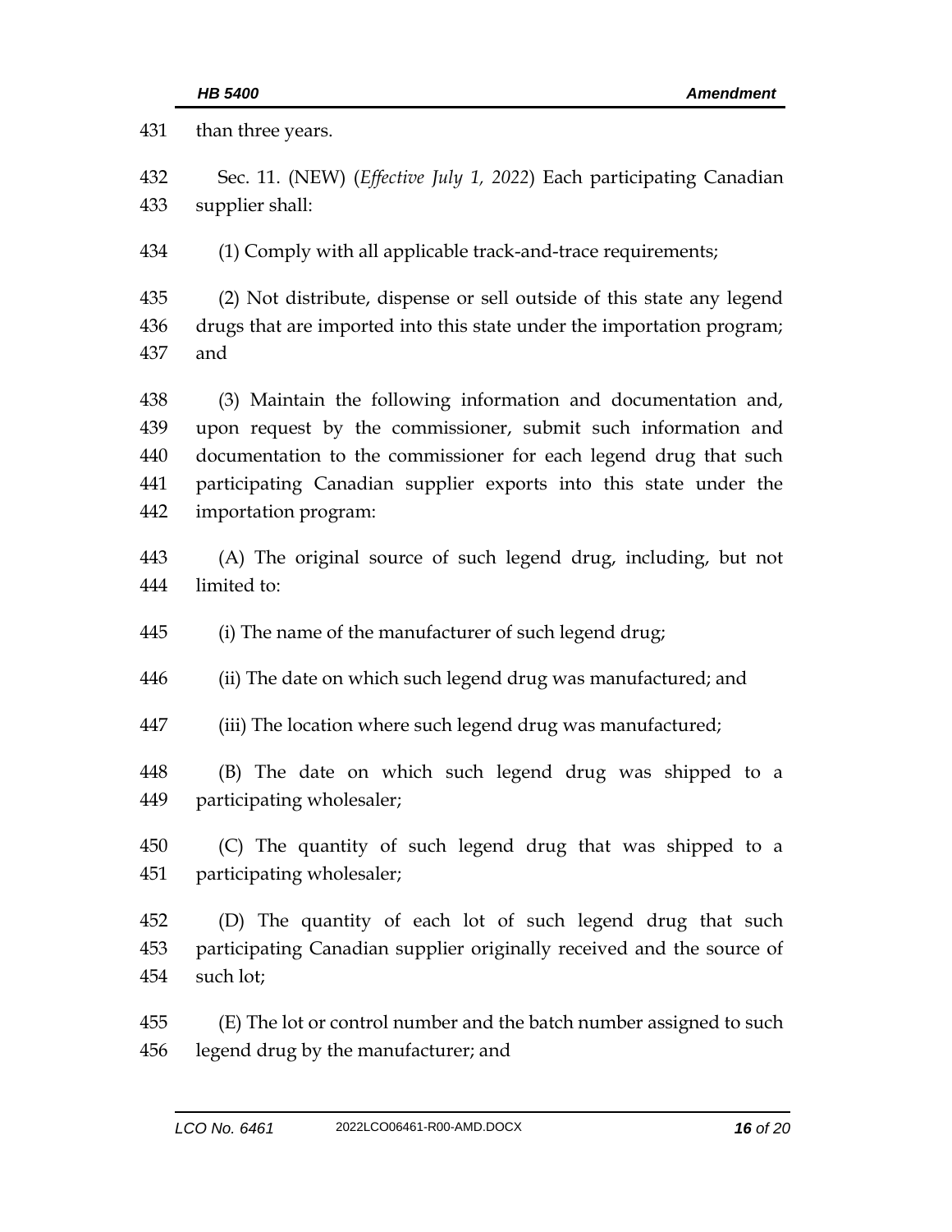than three years.

Sec. 11. (NEW) (*Effective July 1, 2022*) Each participating Canadian supplier shall:

(1) Comply with all applicable track-and-trace requirements;

(2) Not distribute, dispense or sell outside of this state any legend drugs that are imported into this state under the importation program; and

(3) Maintain the following information and documentation and, upon request by the commissioner, submit such information and documentation to the commissioner for each legend drug that such participating Canadian supplier exports into this state under the importation program:

(A) The original source of such legend drug, including, but not limited to:

(i) The name of the manufacturer of such legend drug;

(ii) The date on which such legend drug was manufactured; and

(iii) The location where such legend drug was manufactured;

(B) The date on which such legend drug was shipped to a participating wholesaler;

(C) The quantity of such legend drug that was shipped to a participating wholesaler;

(D) The quantity of each lot of such legend drug that such participating Canadian supplier originally received and the source of such lot;

(E) The lot or control number and the batch number assigned to such legend drug by the manufacturer; and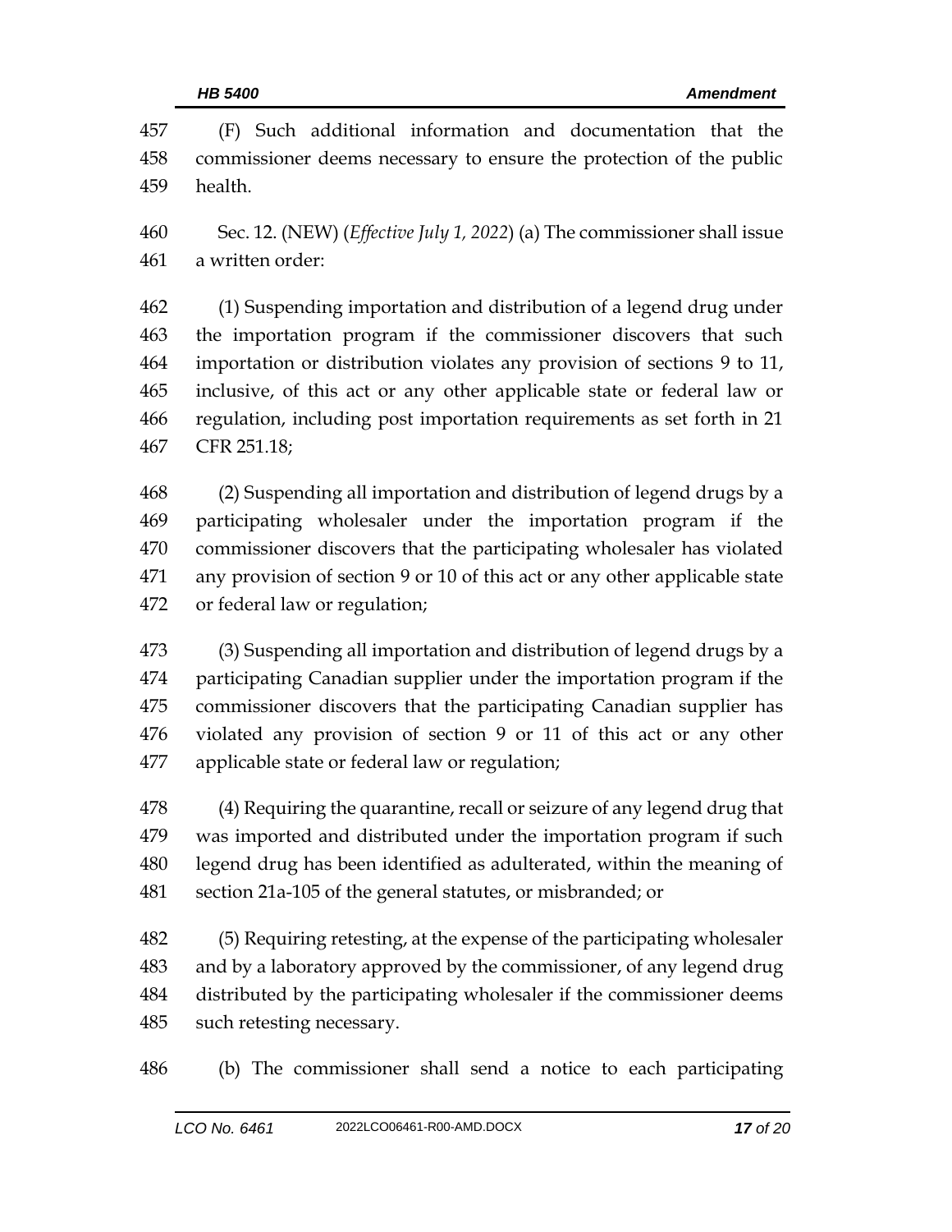(F) Such additional information and documentation that the commissioner deems necessary to ensure the protection of the public health.

Sec. 12. (NEW) (*Effective July 1, 2022*) (a) The commissioner shall issue a written order:

(1) Suspending importation and distribution of a legend drug under the importation program if the commissioner discovers that such importation or distribution violates any provision of sections 9 to 11, inclusive, of this act or any other applicable state or federal law or regulation, including post importation requirements as set forth in 21 CFR 251.18;

(2) Suspending all importation and distribution of legend drugs by a participating wholesaler under the importation program if the commissioner discovers that the participating wholesaler has violated any provision of section 9 or 10 of this act or any other applicable state or federal law or regulation;

(3) Suspending all importation and distribution of legend drugs by a participating Canadian supplier under the importation program if the commissioner discovers that the participating Canadian supplier has violated any provision of section 9 or 11 of this act or any other applicable state or federal law or regulation;

(4) Requiring the quarantine, recall or seizure of any legend drug that was imported and distributed under the importation program if such legend drug has been identified as adulterated, within the meaning of section 21a-105 of the general statutes, or misbranded; or

(5) Requiring retesting, at the expense of the participating wholesaler and by a laboratory approved by the commissioner, of any legend drug distributed by the participating wholesaler if the commissioner deems such retesting necessary.

(b) The commissioner shall send a notice to each participating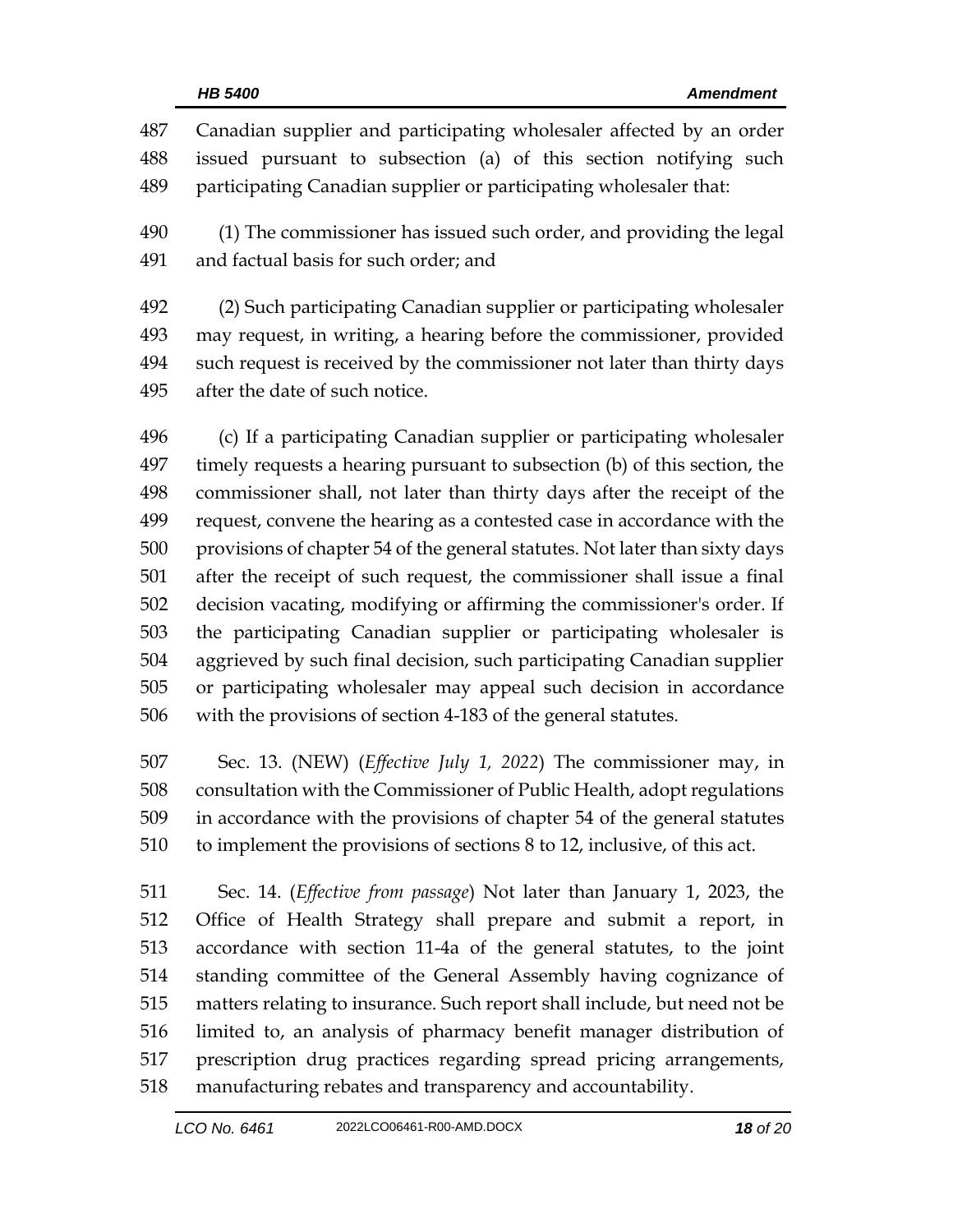Canadian supplier and participating wholesaler affected by an order issued pursuant to subsection (a) of this section notifying such participating Canadian supplier or participating wholesaler that:

(1) The commissioner has issued such order, and providing the legal and factual basis for such order; and

(2) Such participating Canadian supplier or participating wholesaler may request, in writing, a hearing before the commissioner, provided such request is received by the commissioner not later than thirty days after the date of such notice.

(c) If a participating Canadian supplier or participating wholesaler timely requests a hearing pursuant to subsection (b) of this section, the commissioner shall, not later than thirty days after the receipt of the request, convene the hearing as a contested case in accordance with the provisions of chapter 54 of the general statutes. Not later than sixty days after the receipt of such request, the commissioner shall issue a final decision vacating, modifying or affirming the commissioner's order. If the participating Canadian supplier or participating wholesaler is aggrieved by such final decision, such participating Canadian supplier or participating wholesaler may appeal such decision in accordance with the provisions of section 4-183 of the general statutes.

Sec. 13. (NEW) (*Effective July 1, 2022*) The commissioner may, in consultation with the Commissioner of Public Health, adopt regulations in accordance with the provisions of chapter 54 of the general statutes to implement the provisions of sections 8 to 12, inclusive, of this act.

Sec. 14. (*Effective from passage*) Not later than January 1, 2023, the Office of Health Strategy shall prepare and submit a report, in accordance with section 11-4a of the general statutes, to the joint standing committee of the General Assembly having cognizance of matters relating to insurance. Such report shall include, but need not be limited to, an analysis of pharmacy benefit manager distribution of prescription drug practices regarding spread pricing arrangements, manufacturing rebates and transparency and accountability.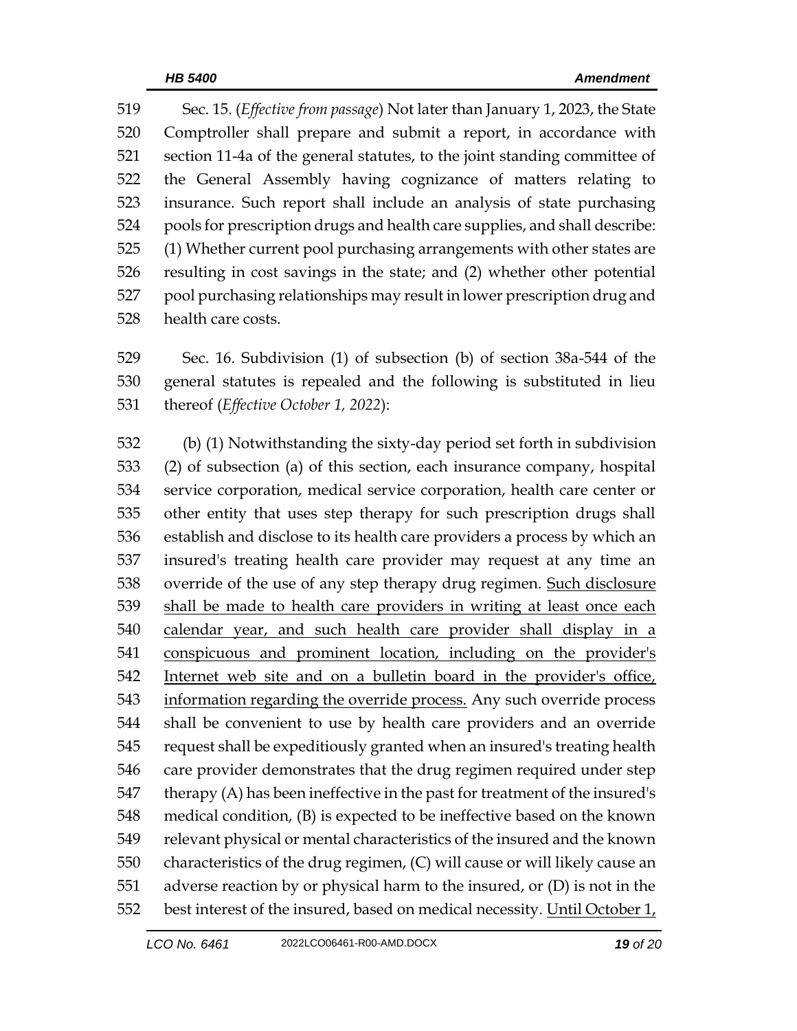Sec. 15. (*Effective from passage*) Not later than January 1, 2023, the State Comptroller shall prepare and submit a report, in accordance with section 11-4a of the general statutes, to the joint standing committee of the General Assembly having cognizance of matters relating to insurance. Such report shall include an analysis of state purchasing pools for prescription drugs and health care supplies, and shall describe: (1) Whether current pool purchasing arrangements with other states are resulting in cost savings in the state; and (2) whether other potential pool purchasing relationships may result in lower prescription drug and health care costs.

Sec. 16. Subdivision (1) of subsection (b) of section 38a-544 of the general statutes is repealed and the following is substituted in lieu thereof (*Effective October 1, 2022*):

(b) (1) Notwithstanding the sixty-day period set forth in subdivision (2) of subsection (a) of this section, each insurance company, hospital service corporation, medical service corporation, health care center or other entity that uses step therapy for such prescription drugs shall establish and disclose to its health care providers a process by which an insured's treating health care provider may request at any time an override of the use of any step therapy drug regimen. <u>Such disclosure shall be made to health care providers in writing at least once each calendar year, and such health care provider shall display in a conspicuous and prominent location, including on the provider's Internet web site and on a bulletin board in the provider's office, information regarding the override process.</u> Any such override process shall be convenient to use by health care providers and an override request shall be expeditiously granted when an insured's treating health care provider demonstrates that the drug regimen required under step therapy (A) has been ineffective in the past for treatment of the insured's medical condition, (B) is expected to be ineffective based on the known relevant physical or mental characteristics of the insured and the known characteristics of the drug regimen, (C) will cause or will likely cause an adverse reaction by or physical harm to the insured, or (D) is not in the best interest of the insured, based on medical necessity. <u>Until October 1,</u>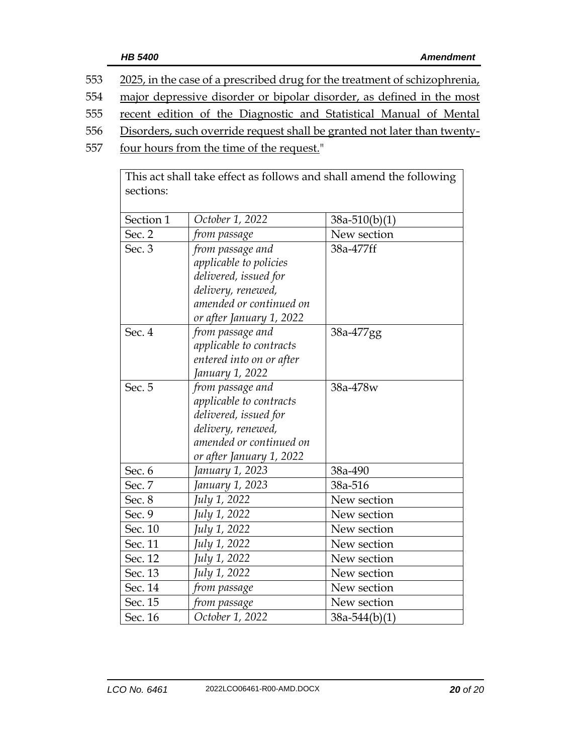553 2025, in the case of a prescribed drug for the treatment of schizophrenia,
554 major depressive disorder or bipolar disorder, as defined in the most
555 recent edition of the Diagnostic and Statistical Manual of Mental
556 Disorders, such override request shall be granted not later than twenty-
557 four hours from the time of the request."

| This act shall take effect as follows and shall amend the following sections: | | |
|---|---|---|
| Section 1 | *October 1, 2022* | 38a-510(b)(1) |
| Sec. 2 | *from passage* | New section |
| Sec. 3 | *from passage and applicable to policies delivered, issued for delivery, renewed, amended or continued on or after January 1, 2022* | 38a-477ff |
| Sec. 4 | *from passage and applicable to contracts entered into on or after January 1, 2022* | 38a-477gg |
| Sec. 5 | *from passage and applicable to contracts delivered, issued for delivery, renewed, amended or continued on or after January 1, 2022* | 38a-478w |
| Sec. 6 | *January 1, 2023* | 38a-490 |
| Sec. 7 | *January 1, 2023* | 38a-516 |
| Sec. 8 | *July 1, 2022* | New section |
| Sec. 9 | *July 1, 2022* | New section |
| Sec. 10 | *July 1, 2022* | New section |
| Sec. 11 | *July 1, 2022* | New section |
| Sec. 12 | *July 1, 2022* | New section |
| Sec. 13 | *July 1, 2022* | New section |
| Sec. 14 | *from passage* | New section |
| Sec. 15 | *from passage* | New section |
| Sec. 16 | *October 1, 2022* | 38a-544(b)(1) |